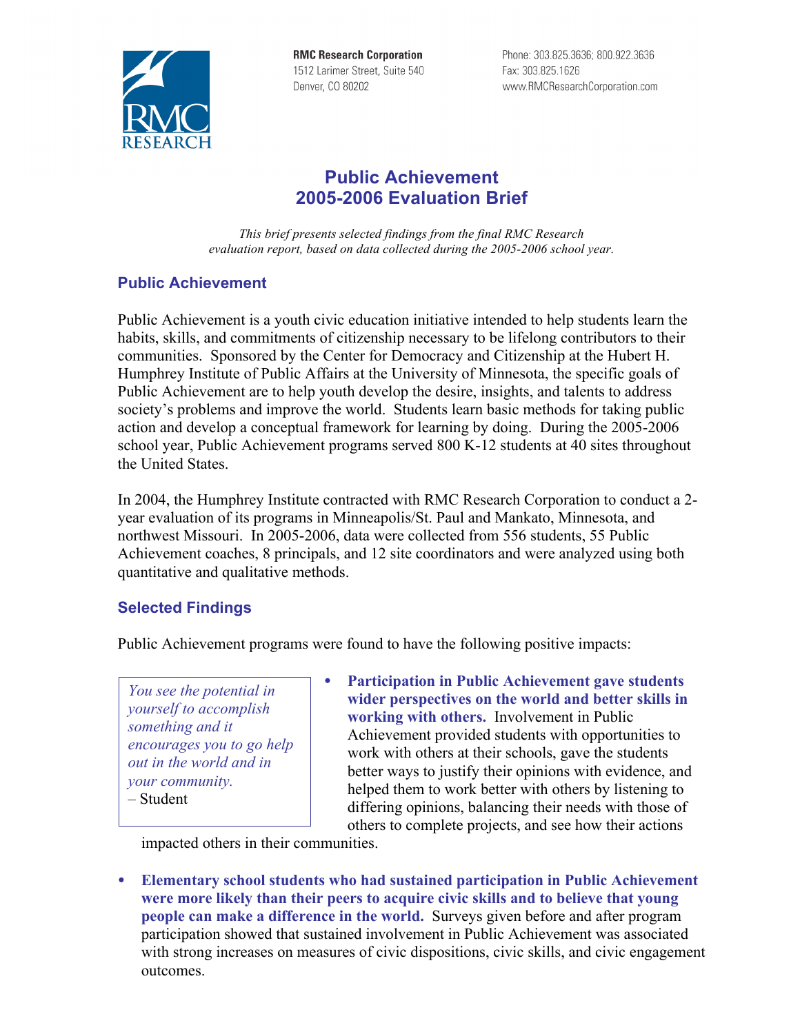**RMC Research Corporation**
1512 Larimer Street, Suite 540
Denver, CO 80202

Phone: 303.825.3636; 800.922.3636
Fax: 303.825.1626
www.RMCResearchCorporation.com

# Public Achievement 2005-2006 Evaluation Brief

*This brief presents selected findings from the final RMC Research evaluation report, based on data collected during the 2005-2006 school year.*

## Public Achievement

Public Achievement is a youth civic education initiative intended to help students learn the habits, skills, and commitments of citizenship necessary to be lifelong contributors to their communities. Sponsored by the Center for Democracy and Citizenship at the Hubert H. Humphrey Institute of Public Affairs at the University of Minnesota, the specific goals of Public Achievement are to help youth develop the desire, insights, and talents to address society's problems and improve the world. Students learn basic methods for taking public action and develop a conceptual framework for learning by doing. During the 2005-2006 school year, Public Achievement programs served 800 K-12 students at 40 sites throughout the United States.

In 2004, the Humphrey Institute contracted with RMC Research Corporation to conduct a 2-year evaluation of its programs in Minneapolis/St. Paul and Mankato, Minnesota, and northwest Missouri. In 2005-2006, data were collected from 556 students, 55 Public Achievement coaches, 8 principals, and 12 site coordinators and were analyzed using both quantitative and qualitative methods.

## Selected Findings

Public Achievement programs were found to have the following positive impacts:

> *You see the potential in yourself to accomplish something and it encourages you to go help out in the world and in your community.*
> – Student

- **Participation in Public Achievement gave students wider perspectives on the world and better skills in working with others.** Involvement in Public Achievement provided students with opportunities to work with others at their schools, gave the students better ways to justify their opinions with evidence, and helped them to work better with others by listening to differing opinions, balancing their needs with those of others to complete projects, and see how their actions impacted others in their communities.

- **Elementary school students who had sustained participation in Public Achievement were more likely than their peers to acquire civic skills and to believe that young people can make a difference in the world.** Surveys given before and after program participation showed that sustained involvement in Public Achievement was associated with strong increases on measures of civic dispositions, civic skills, and civic engagement outcomes.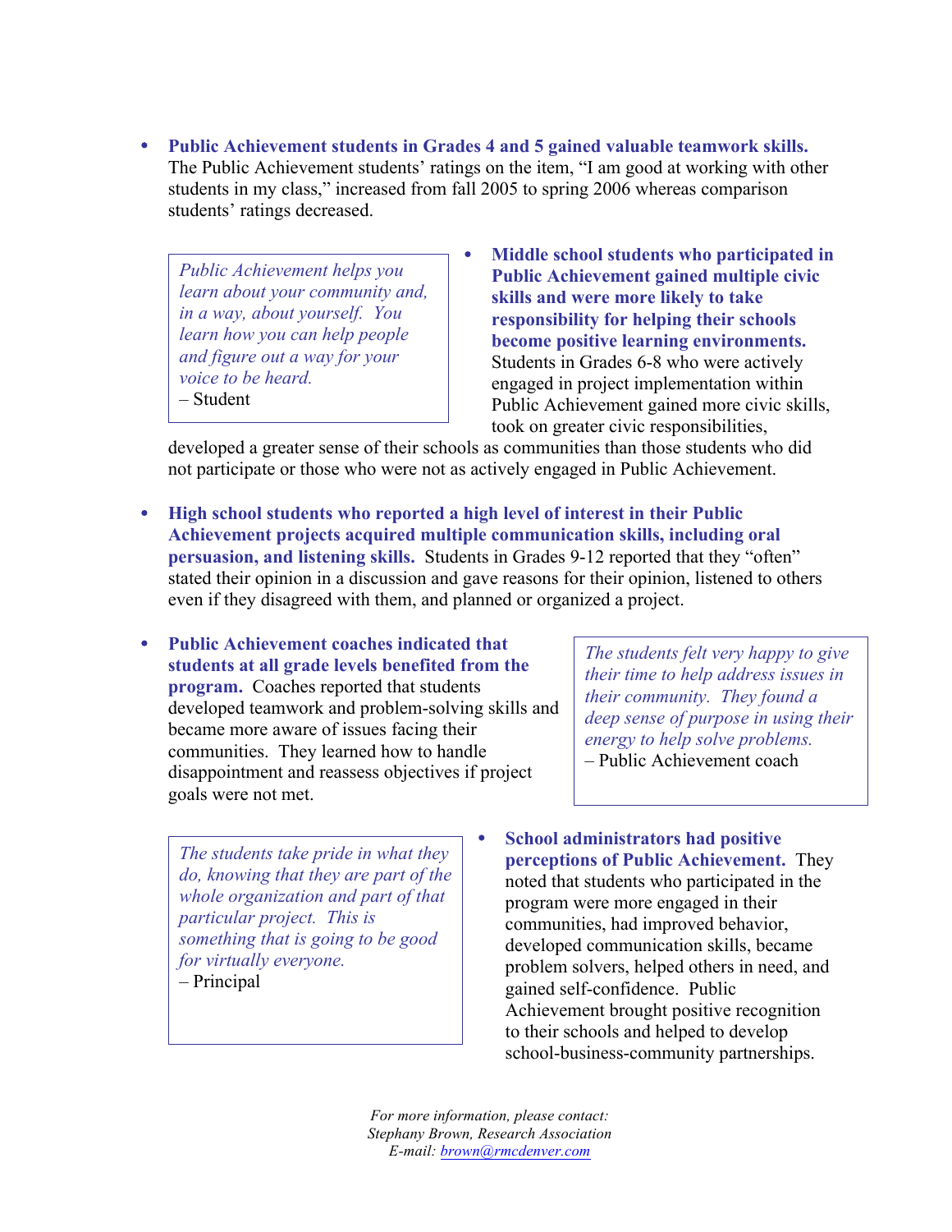- **Public Achievement students in Grades 4 and 5 gained valuable teamwork skills.** The Public Achievement students' ratings on the item, "I am good at working with other students in my class," increased from fall 2005 to spring 2006 whereas comparison students' ratings decreased.

> *Public Achievement helps you learn about your community and, in a way, about yourself. You learn how you can help people and figure out a way for your voice to be heard.*
> – Student

- **Middle school students who participated in Public Achievement gained multiple civic skills and were more likely to take responsibility for helping their schools become positive learning environments.** Students in Grades 6-8 who were actively engaged in project implementation within Public Achievement gained more civic skills, took on greater civic responsibilities, developed a greater sense of their schools as communities than those students who did not participate or those who were not as actively engaged in Public Achievement.

- **High school students who reported a high level of interest in their Public Achievement projects acquired multiple communication skills, including oral persuasion, and listening skills.** Students in Grades 9-12 reported that they "often" stated their opinion in a discussion and gave reasons for their opinion, listened to others even if they disagreed with them, and planned or organized a project.

- **Public Achievement coaches indicated that students at all grade levels benefited from the program.** Coaches reported that students developed teamwork and problem-solving skills and became more aware of issues facing their communities. They learned how to handle disappointment and reassess objectives if project goals were not met.

> *The students felt very happy to give their time to help address issues in their community. They found a deep sense of purpose in using their energy to help solve problems.*
> – Public Achievement coach

> *The students take pride in what they do, knowing that they are part of the whole organization and part of that particular project. This is something that is going to be good for virtually everyone.*
> – Principal

- **School administrators had positive perceptions of Public Achievement.** They noted that students who participated in the program were more engaged in their communities, had improved behavior, developed communication skills, became problem solvers, helped others in need, and gained self-confidence. Public Achievement brought positive recognition to their schools and helped to develop school-business-community partnerships.

*For more information, please contact:*
*Stephany Brown, Research Association*
*E-mail: brown@rmcdenver.com*